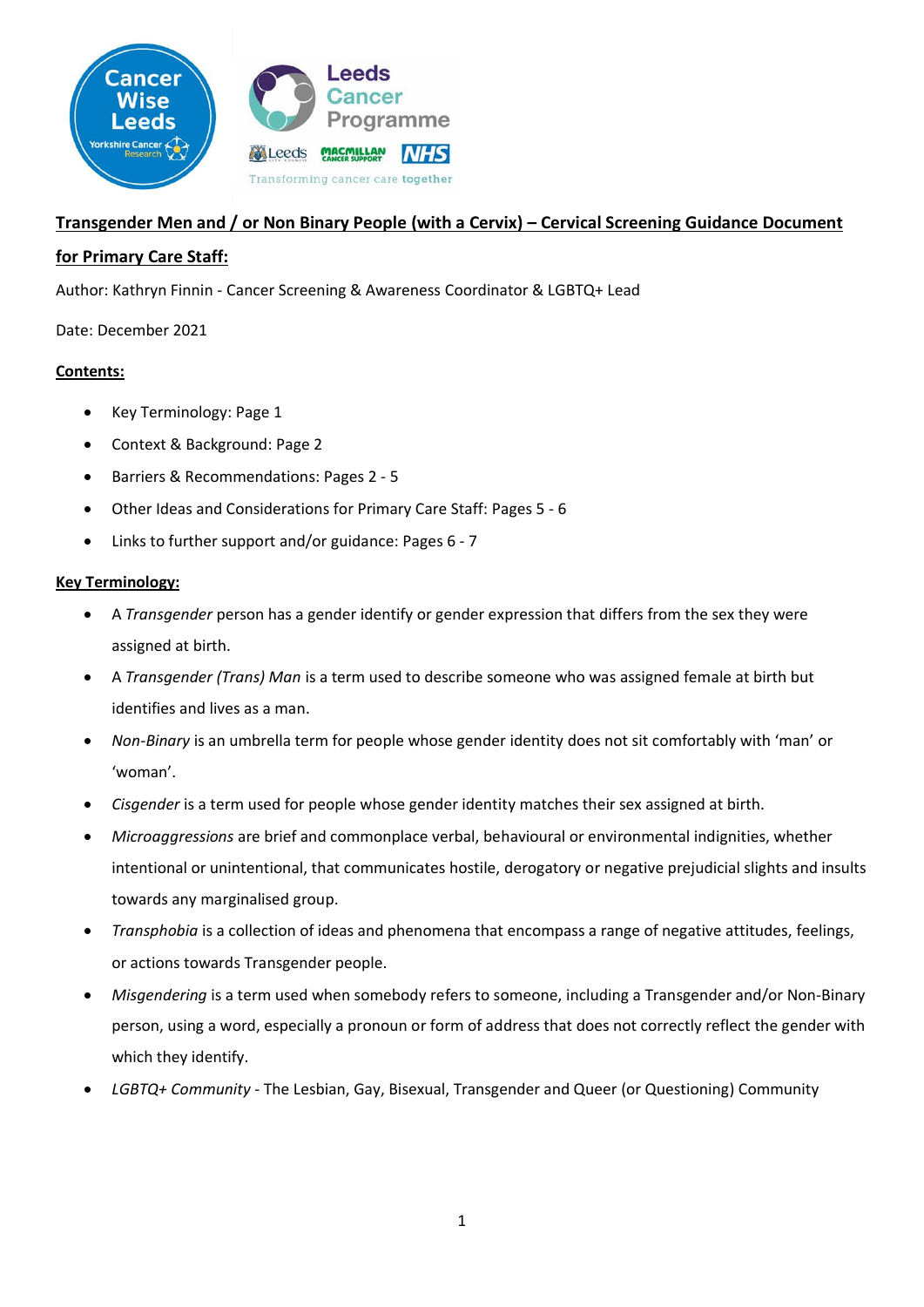# Transgender Men and / or Non Binary People (with a Cervix) – Cervical Screening Guidance Document for Primary Care Staff:

Author: Kathryn Finnin - Cancer Screening & Awareness Coordinator & LGBTQ+ Lead

Date: December 2021

## Contents:

- Key Terminology: Page 1
- Context & Background: Page 2
- Barriers & Recommendations: Pages 2 - 5
- Other Ideas and Considerations for Primary Care Staff: Pages 5 - 6
- Links to further support and/or guidance: Pages 6 - 7

## Key Terminology:

- A *Transgender* person has a gender identify or gender expression that differs from the sex they were assigned at birth.
- A *Transgender (Trans) Man* is a term used to describe someone who was assigned female at birth but identifies and lives as a man.
- *Non-Binary* is an umbrella term for people whose gender identity does not sit comfortably with 'man' or 'woman'.
- *Cisgender* is a term used for people whose gender identity matches their sex assigned at birth.
- *Microaggressions* are brief and commonplace verbal, behavioural or environmental indignities, whether intentional or unintentional, that communicates hostile, derogatory or negative prejudicial slights and insults towards any marginalised group.
- *Transphobia* is a collection of ideas and phenomena that encompass a range of negative attitudes, feelings, or actions towards Transgender people.
- *Misgendering* is a term used when somebody refers to someone, including a Transgender and/or Non-Binary person, using a word, especially a pronoun or form of address that does not correctly reflect the gender with which they identify.
- *LGBTQ+ Community* - The Lesbian, Gay, Bisexual, Transgender and Queer (or Questioning) Community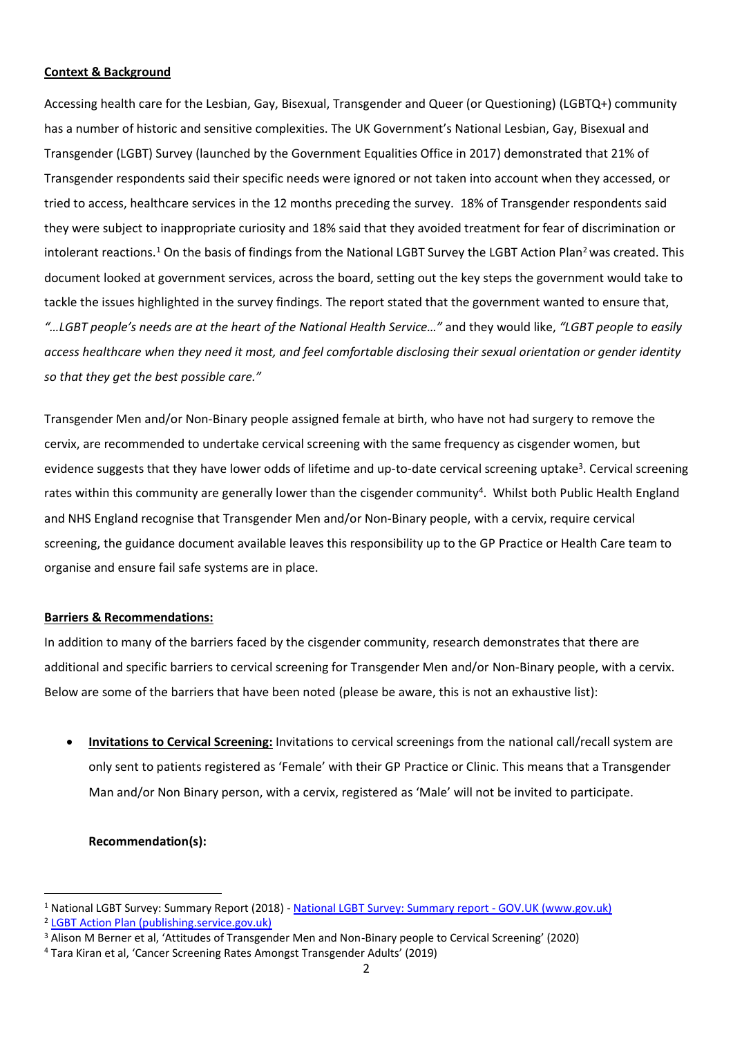**Context & Background**

Accessing health care for the Lesbian, Gay, Bisexual, Transgender and Queer (or Questioning) (LGBTQ+) community has a number of historic and sensitive complexities. The UK Government's National Lesbian, Gay, Bisexual and Transgender (LGBT) Survey (launched by the Government Equalities Office in 2017) demonstrated that 21% of Transgender respondents said their specific needs were ignored or not taken into account when they accessed, or tried to access, healthcare services in the 12 months preceding the survey. 18% of Transgender respondents said they were subject to inappropriate curiosity and 18% said that they avoided treatment for fear of discrimination or intolerant reactions.[1] On the basis of findings from the National LGBT Survey the LGBT Action Plan[2] was created. This document looked at government services, across the board, setting out the key steps the government would take to tackle the issues highlighted in the survey findings. The report stated that the government wanted to ensure that, *"…LGBT people's needs are at the heart of the National Health Service…"* and they would like, *"LGBT people to easily access healthcare when they need it most, and feel comfortable disclosing their sexual orientation or gender identity so that they get the best possible care."*

Transgender Men and/or Non-Binary people assigned female at birth, who have not had surgery to remove the cervix, are recommended to undertake cervical screening with the same frequency as cisgender women, but evidence suggests that they have lower odds of lifetime and up-to-date cervical screening uptake[3]. Cervical screening rates within this community are generally lower than the cisgender community[4]. Whilst both Public Health England and NHS England recognise that Transgender Men and/or Non-Binary people, with a cervix, require cervical screening, the guidance document available leaves this responsibility up to the GP Practice or Health Care team to organise and ensure fail safe systems are in place.

**Barriers & Recommendations:**

In addition to many of the barriers faced by the cisgender community, research demonstrates that there are additional and specific barriers to cervical screening for Transgender Men and/or Non-Binary people, with a cervix. Below are some of the barriers that have been noted (please be aware, this is not an exhaustive list):

- **Invitations to Cervical Screening:** Invitations to cervical screenings from the national call/recall system are only sent to patients registered as 'Female' with their GP Practice or Clinic. This means that a Transgender Man and/or Non Binary person, with a cervix, registered as 'Male' will not be invited to participate.

  **Recommendation(s):**

---

[1] National LGBT Survey: Summary Report (2018) - National LGBT Survey: Summary report - GOV.UK (www.gov.uk)

[2] LGBT Action Plan (publishing.service.gov.uk)

[3] Alison M Berner et al, 'Attitudes of Transgender Men and Non-Binary people to Cervical Screening' (2020)

[4] Tara Kiran et al, 'Cancer Screening Rates Amongst Transgender Adults' (2019)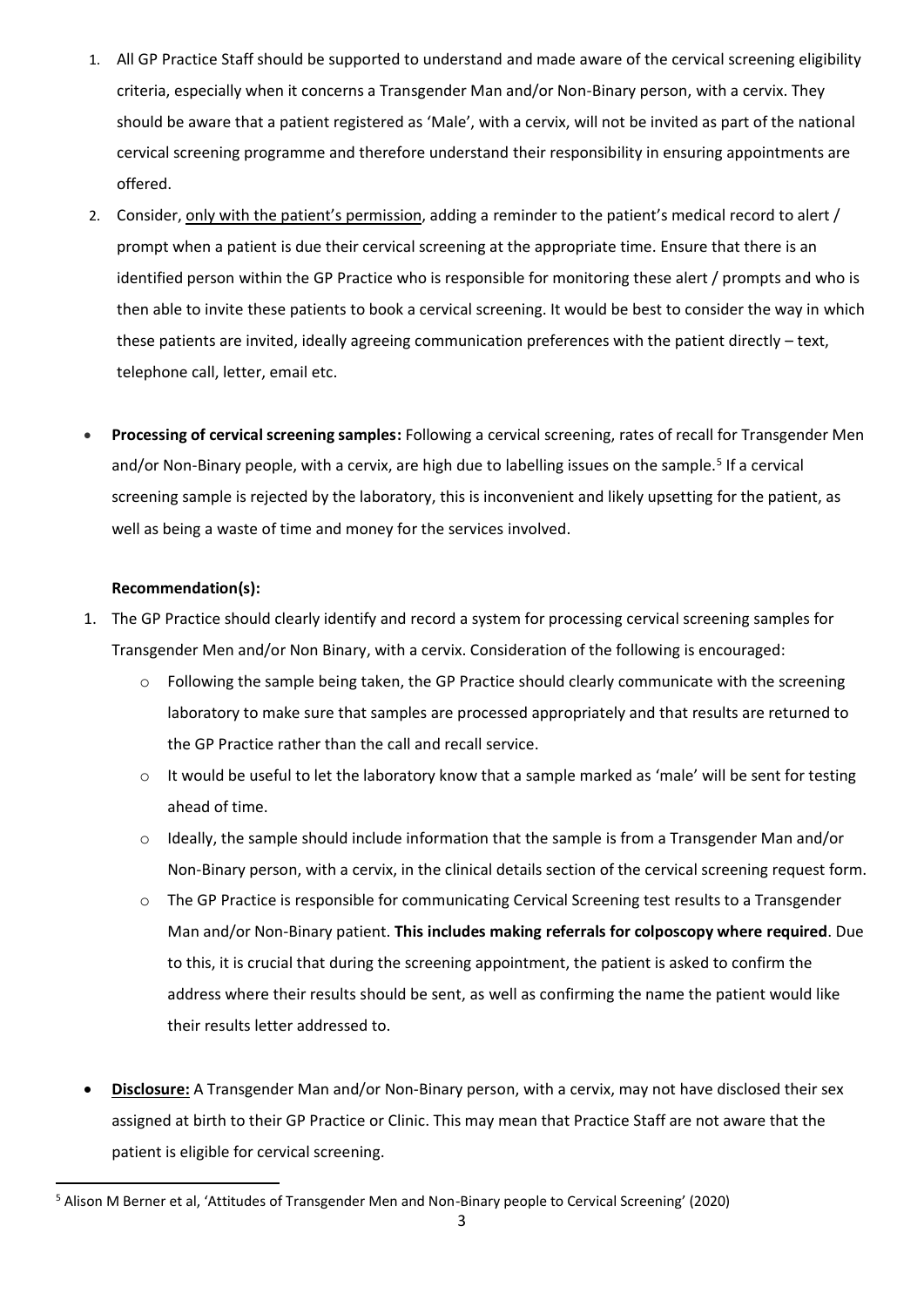1. All GP Practice Staff should be supported to understand and made aware of the cervical screening eligibility criteria, especially when it concerns a Transgender Man and/or Non-Binary person, with a cervix. They should be aware that a patient registered as 'Male', with a cervix, will not be invited as part of the national cervical screening programme and therefore understand their responsibility in ensuring appointments are offered.
2. Consider, <u>only with the patient's permission</u>, adding a reminder to the patient's medical record to alert / prompt when a patient is due their cervical screening at the appropriate time. Ensure that there is an identified person within the GP Practice who is responsible for monitoring these alert / prompts and who is then able to invite these patients to book a cervical screening. It would be best to consider the way in which these patients are invited, ideally agreeing communication preferences with the patient directly – text, telephone call, letter, email etc.

- **Processing of cervical screening samples:** Following a cervical screening, rates of recall for Transgender Men and/or Non-Binary people, with a cervix, are high due to labelling issues on the sample.[5] If a cervical screening sample is rejected by the laboratory, this is inconvenient and likely upsetting for the patient, as well as being a waste of time and money for the services involved.

**Recommendation(s):**

1. The GP Practice should clearly identify and record a system for processing cervical screening samples for Transgender Men and/or Non Binary, with a cervix. Consideration of the following is encouraged:
   - Following the sample being taken, the GP Practice should clearly communicate with the screening laboratory to make sure that samples are processed appropriately and that results are returned to the GP Practice rather than the call and recall service.
   - It would be useful to let the laboratory know that a sample marked as 'male' will be sent for testing ahead of time.
   - Ideally, the sample should include information that the sample is from a Transgender Man and/or Non-Binary person, with a cervix, in the clinical details section of the cervical screening request form.
   - The GP Practice is responsible for communicating Cervical Screening test results to a Transgender Man and/or Non-Binary patient. **This includes making referrals for colposcopy where required**. Due to this, it is crucial that during the screening appointment, the patient is asked to confirm the address where their results should be sent, as well as confirming the name the patient would like their results letter addressed to.

- **<u>Disclosure:</u>** A Transgender Man and/or Non-Binary person, with a cervix, may not have disclosed their sex assigned at birth to their GP Practice or Clinic. This may mean that Practice Staff are not aware that the patient is eligible for cervical screening.

[5] Alison M Berner et al, 'Attitudes of Transgender Men and Non-Binary people to Cervical Screening' (2020)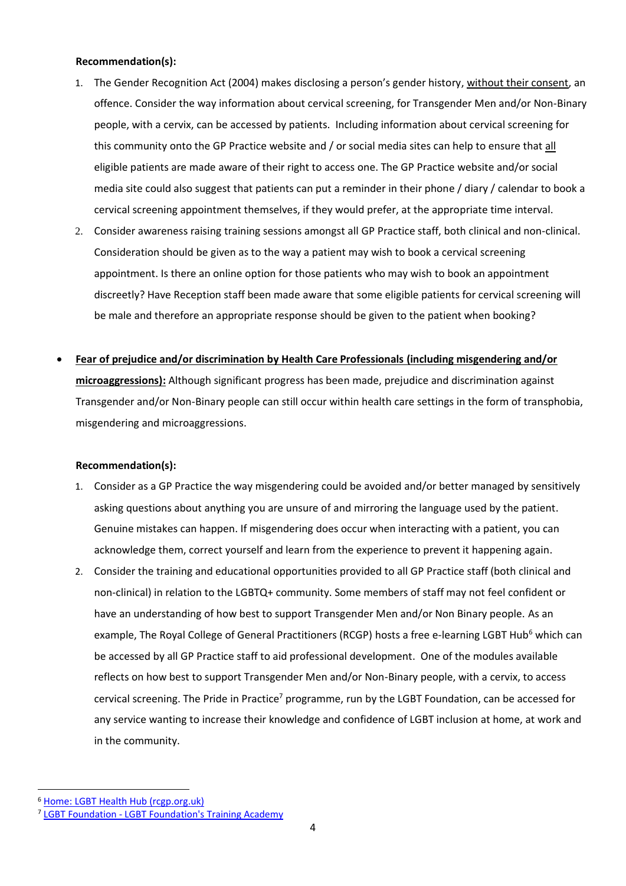**Recommendation(s):**

1. The Gender Recognition Act (2004) makes disclosing a person's gender history, without their consent, an offence. Consider the way information about cervical screening, for Transgender Men and/or Non-Binary people, with a cervix, can be accessed by patients. Including information about cervical screening for this community onto the GP Practice website and / or social media sites can help to ensure that all eligible patients are made aware of their right to access one. The GP Practice website and/or social media site could also suggest that patients can put a reminder in their phone / diary / calendar to book a cervical screening appointment themselves, if they would prefer, at the appropriate time interval.
2. Consider awareness raising training sessions amongst all GP Practice staff, both clinical and non-clinical. Consideration should be given as to the way a patient may wish to book a cervical screening appointment. Is there an online option for those patients who may wish to book an appointment discreetly? Have Reception staff been made aware that some eligible patients for cervical screening will be male and therefore an appropriate response should be given to the patient when booking?

- **Fear of prejudice and/or discrimination by Health Care Professionals (including misgendering and/or microaggressions):** Although significant progress has been made, prejudice and discrimination against Transgender and/or Non-Binary people can still occur within health care settings in the form of transphobia, misgendering and microaggressions.

**Recommendation(s):**

1. Consider as a GP Practice the way misgendering could be avoided and/or better managed by sensitively asking questions about anything you are unsure of and mirroring the language used by the patient. Genuine mistakes can happen. If misgendering does occur when interacting with a patient, you can acknowledge them, correct yourself and learn from the experience to prevent it happening again.
2. Consider the training and educational opportunities provided to all GP Practice staff (both clinical and non-clinical) in relation to the LGBTQ+ community. Some members of staff may not feel confident or have an understanding of how best to support Transgender Men and/or Non Binary people. As an example, The Royal College of General Practitioners (RCGP) hosts a free e-learning LGBT Hub[6] which can be accessed by all GP Practice staff to aid professional development. One of the modules available reflects on how best to support Transgender Men and/or Non-Binary people, with a cervix, to access cervical screening. The Pride in Practice[7] programme, run by the LGBT Foundation, can be accessed for any service wanting to increase their knowledge and confidence of LGBT inclusion at home, at work and in the community.

---

[6] Home: LGBT Health Hub (rcgp.org.uk)

[7] LGBT Foundation - LGBT Foundation's Training Academy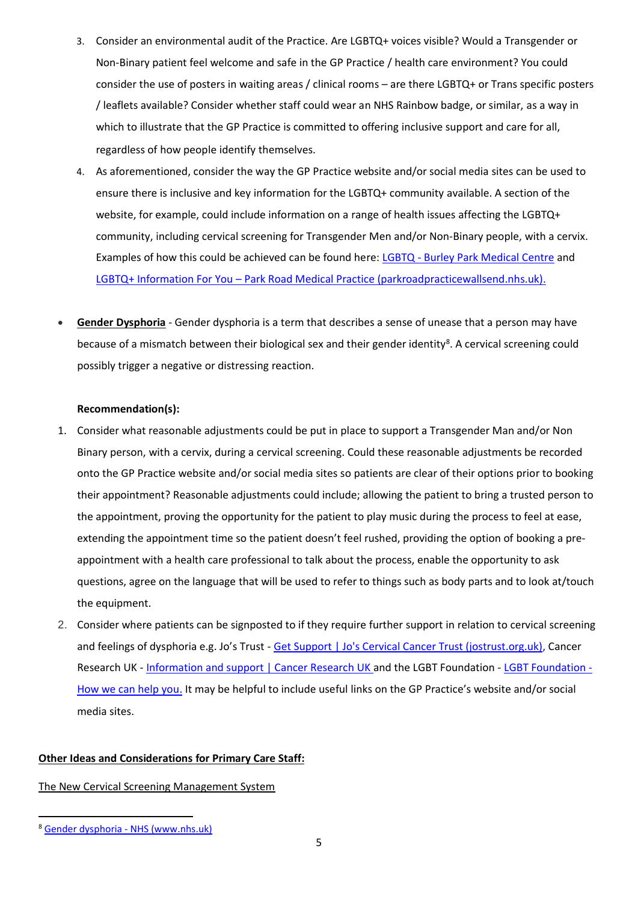3. Consider an environmental audit of the Practice. Are LGBTQ+ voices visible? Would a Transgender or Non-Binary patient feel welcome and safe in the GP Practice / health care environment? You could consider the use of posters in waiting areas / clinical rooms – are there LGBTQ+ or Trans specific posters / leaflets available? Consider whether staff could wear an NHS Rainbow badge, or similar, as a way in which to illustrate that the GP Practice is committed to offering inclusive support and care for all, regardless of how people identify themselves.
4. As aforementioned, consider the way the GP Practice website and/or social media sites can be used to ensure there is inclusive and key information for the LGBTQ+ community available. A section of the website, for example, could include information on a range of health issues affecting the LGBTQ+ community, including cervical screening for Transgender Men and/or Non-Binary people, with a cervix. Examples of how this could be achieved can be found here: LGBTQ - Burley Park Medical Centre and LGBTQ+ Information For You – Park Road Medical Practice (parkroadpracticewallsend.nhs.uk).

- **Gender Dysphoria** - Gender dysphoria is a term that describes a sense of unease that a person may have because of a mismatch between their biological sex and their gender identity[8]. A cervical screening could possibly trigger a negative or distressing reaction.

  **Recommendation(s):**

1. Consider what reasonable adjustments could be put in place to support a Transgender Man and/or Non Binary person, with a cervix, during a cervical screening. Could these reasonable adjustments be recorded onto the GP Practice website and/or social media sites so patients are clear of their options prior to booking their appointment? Reasonable adjustments could include; allowing the patient to bring a trusted person to the appointment, proving the opportunity for the patient to play music during the process to feel at ease, extending the appointment time so the patient doesn't feel rushed, providing the option of booking a pre-appointment with a health care professional to talk about the process, enable the opportunity to ask questions, agree on the language that will be used to refer to things such as body parts and to look at/touch the equipment.
2. Consider where patients can be signposted to if they require further support in relation to cervical screening and feelings of dysphoria e.g. Jo's Trust - Get Support | Jo's Cervical Cancer Trust (jostrust.org.uk), Cancer Research UK - Information and support | Cancer Research UK and the LGBT Foundation - LGBT Foundation - How we can help you. It may be helpful to include useful links on the GP Practice's website and/or social media sites.

**Other Ideas and Considerations for Primary Care Staff:**

The New Cervical Screening Management System

---

[8] Gender dysphoria - NHS (www.nhs.uk)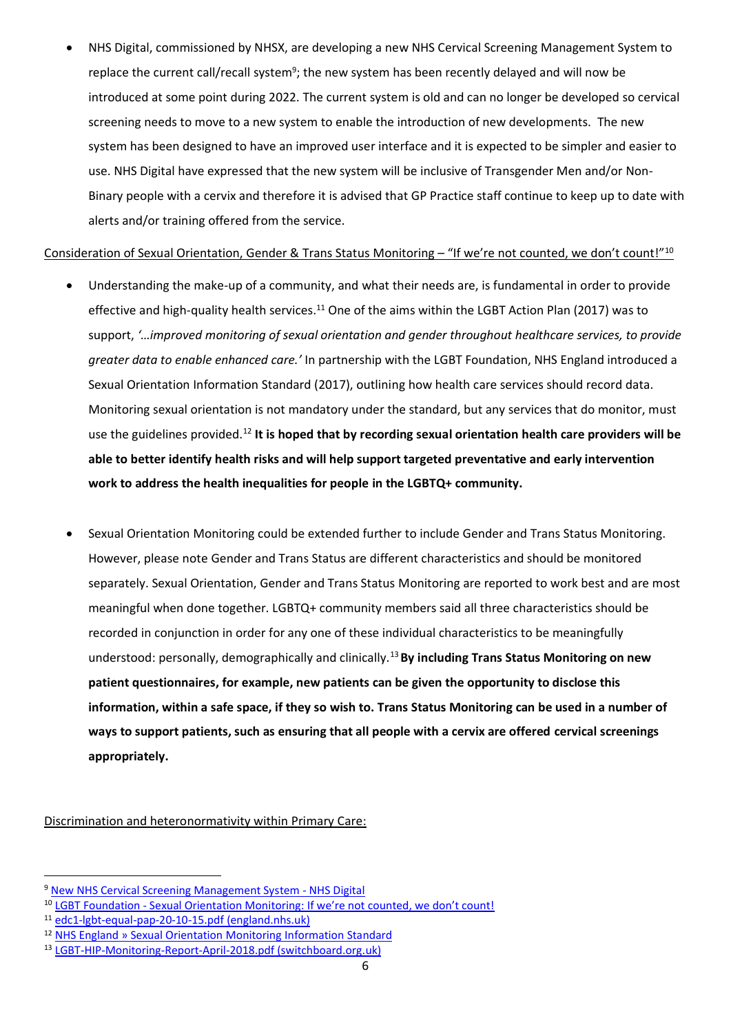- NHS Digital, commissioned by NHSX, are developing a new NHS Cervical Screening Management System to replace the current call/recall system[9]; the new system has been recently delayed and will now be introduced at some point during 2022. The current system is old and can no longer be developed so cervical screening needs to move to a new system to enable the introduction of new developments. The new system has been designed to have an improved user interface and it is expected to be simpler and easier to use. NHS Digital have expressed that the new system will be inclusive of Transgender Men and/or Non-Binary people with a cervix and therefore it is advised that GP Practice staff continue to keep up to date with alerts and/or training offered from the service.

Consideration of Sexual Orientation, Gender & Trans Status Monitoring – "If we're not counted, we don't count!"[10]

- Understanding the make-up of a community, and what their needs are, is fundamental in order to provide effective and high-quality health services.[11] One of the aims within the LGBT Action Plan (2017) was to support, *'…improved monitoring of sexual orientation and gender throughout healthcare services, to provide greater data to enable enhanced care.'* In partnership with the LGBT Foundation, NHS England introduced a Sexual Orientation Information Standard (2017), outlining how health care services should record data. Monitoring sexual orientation is not mandatory under the standard, but any services that do monitor, must use the guidelines provided.[12] **It is hoped that by recording sexual orientation health care providers will be able to better identify health risks and will help support targeted preventative and early intervention work to address the health inequalities for people in the LGBTQ+ community.**

- Sexual Orientation Monitoring could be extended further to include Gender and Trans Status Monitoring. However, please note Gender and Trans Status are different characteristics and should be monitored separately. Sexual Orientation, Gender and Trans Status Monitoring are reported to work best and are most meaningful when done together. LGBTQ+ community members said all three characteristics should be recorded in conjunction in order for any one of these individual characteristics to be meaningfully understood: personally, demographically and clinically.[13] **By including Trans Status Monitoring on new patient questionnaires, for example, new patients can be given the opportunity to disclose this information, within a safe space, if they so wish to. Trans Status Monitoring can be used in a number of ways to support patients, such as ensuring that all people with a cervix are offered cervical screenings appropriately.**

Discrimination and heteronormativity within Primary Care:

---

[9] New NHS Cervical Screening Management System - NHS Digital

[10] LGBT Foundation - Sexual Orientation Monitoring: If we're not counted, we don't count!

[11] edc1-lgbt-equal-pap-20-10-15.pdf (england.nhs.uk)

[12] NHS England » Sexual Orientation Monitoring Information Standard

[13] LGBT-HIP-Monitoring-Report-April-2018.pdf (switchboard.org.uk)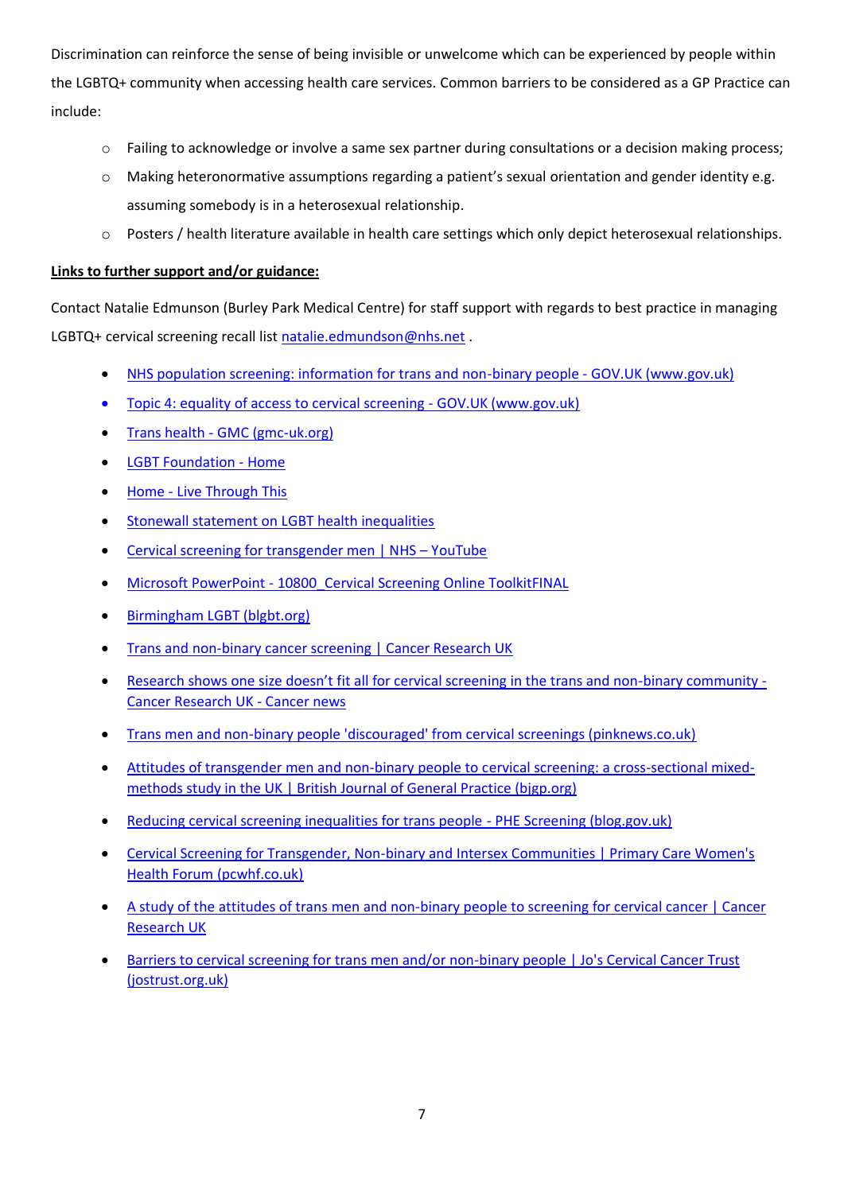Discrimination can reinforce the sense of being invisible or unwelcome which can be experienced by people within the LGBTQ+ community when accessing health care services. Common barriers to be considered as a GP Practice can include:

- Failing to acknowledge or involve a same sex partner during consultations or a decision making process;
- Making heteronormative assumptions regarding a patient's sexual orientation and gender identity e.g. assuming somebody is in a heterosexual relationship.
- Posters / health literature available in health care settings which only depict heterosexual relationships.

**Links to further support and/or guidance:**

Contact Natalie Edmunson (Burley Park Medical Centre) for staff support with regards to best practice in managing LGBTQ+ cervical screening recall list natalie.edmundson@nhs.net .

- NHS population screening: information for trans and non-binary people - GOV.UK (www.gov.uk)
- Topic 4: equality of access to cervical screening - GOV.UK (www.gov.uk)
- Trans health - GMC (gmc-uk.org)
- LGBT Foundation - Home
- Home - Live Through This
- Stonewall statement on LGBT health inequalities
- Cervical screening for transgender men | NHS – YouTube
- Microsoft PowerPoint - 10800_Cervical Screening Online ToolkitFINAL
- Birmingham LGBT (blgbt.org)
- Trans and non-binary cancer screening | Cancer Research UK
- Research shows one size doesn't fit all for cervical screening in the trans and non-binary community - Cancer Research UK - Cancer news
- Trans men and non-binary people 'discouraged' from cervical screenings (pinknews.co.uk)
- Attitudes of transgender men and non-binary people to cervical screening: a cross-sectional mixed-methods study in the UK | British Journal of General Practice (bjgp.org)
- Reducing cervical screening inequalities for trans people - PHE Screening (blog.gov.uk)
- Cervical Screening for Transgender, Non-binary and Intersex Communities | Primary Care Women's Health Forum (pcwhf.co.uk)
- A study of the attitudes of trans men and non-binary people to screening for cervical cancer | Cancer Research UK
- Barriers to cervical screening for trans men and/or non-binary people | Jo's Cervical Cancer Trust (jostrust.org.uk)